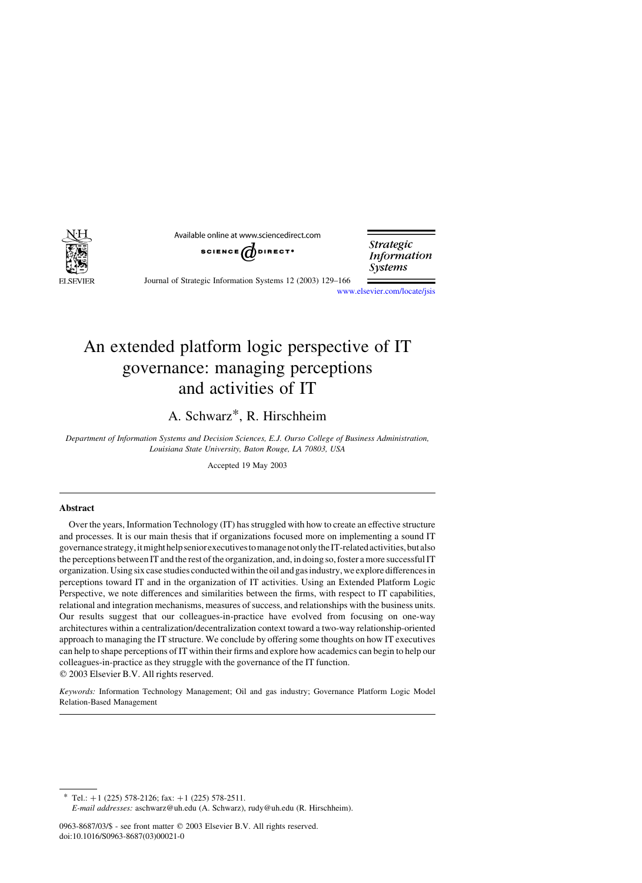# An extended platform logic perspective of IT governance: managing perceptions and activities of IT

A. Schwarz*, R. Hirschheim

*Department of Information Systems and Decision Sciences, E.J. Ourso College of Business Administration, Louisiana State University, Baton Rouge, LA 70803, USA*

Accepted 19 May 2003

## Abstract

Over the years, Information Technology (IT) has struggled with how to create an effective structure and processes. It is our main thesis that if organizations focused more on implementing a sound IT governance strategy, it might help senior executives to manage not only the IT-related activities, but also the perceptions between IT and the rest of the organization, and, in doing so, foster a more successful IT organization. Using six case studies conducted within the oil and gas industry, we explore differences in perceptions toward IT and in the organization of IT activities. Using an Extended Platform Logic Perspective, we note differences and similarities between the firms, with respect to IT capabilities, relational and integration mechanisms, measures of success, and relationships with the business units. Our results suggest that our colleagues-in-practice have evolved from focusing on one-way architectures within a centralization/decentralization context toward a two-way relationship-oriented approach to managing the IT structure. We conclude by offering some thoughts on how IT executives can help to shape perceptions of IT within their firms and explore how academics can begin to help our colleagues-in-practice as they struggle with the governance of the IT function.

© 2003 Elsevier B.V. All rights reserved.

*Keywords:* Information Technology Management; Oil and gas industry; Governance Platform Logic Model Relation-Based Management

---

\* Tel.: +1 (225) 578-2126; fax: +1 (225) 578-2511.
*E-mail addresses:* aschwarz@uh.edu (A. Schwarz), rudy@uh.edu (R. Hirschheim).

0963-8687/03/$ - see front matter © 2003 Elsevier B.V. All rights reserved.
doi:10.1016/S0963-8687(03)00021-0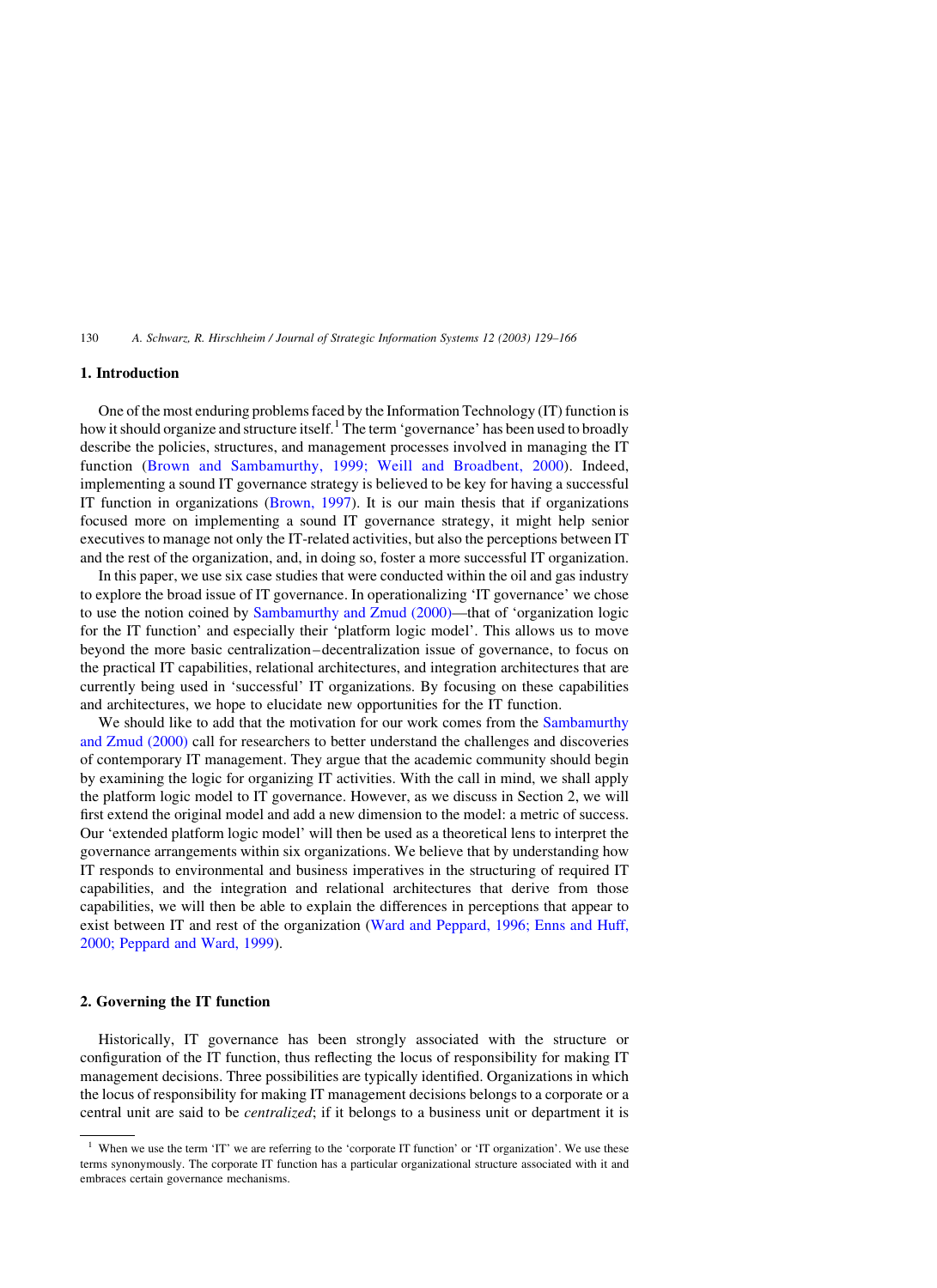## 1. Introduction

One of the most enduring problems faced by the Information Technology (IT) function is how it should organize and structure itself.[1] The term 'governance' has been used to broadly describe the policies, structures, and management processes involved in managing the IT function (Brown and Sambamurthy, 1999; Weill and Broadbent, 2000). Indeed, implementing a sound IT governance strategy is believed to be key for having a successful IT function in organizations (Brown, 1997). It is our main thesis that if organizations focused more on implementing a sound IT governance strategy, it might help senior executives to manage not only the IT-related activities, but also the perceptions between IT and the rest of the organization, and, in doing so, foster a more successful IT organization.

In this paper, we use six case studies that were conducted within the oil and gas industry to explore the broad issue of IT governance. In operationalizing 'IT governance' we chose to use the notion coined by Sambamurthy and Zmud (2000)—that of 'organization logic for the IT function' and especially their 'platform logic model'. This allows us to move beyond the more basic centralization–decentralization issue of governance, to focus on the practical IT capabilities, relational architectures, and integration architectures that are currently being used in 'successful' IT organizations. By focusing on these capabilities and architectures, we hope to elucidate new opportunities for the IT function.

We should like to add that the motivation for our work comes from the Sambamurthy and Zmud (2000) call for researchers to better understand the challenges and discoveries of contemporary IT management. They argue that the academic community should begin by examining the logic for organizing IT activities. With the call in mind, we shall apply the platform logic model to IT governance. However, as we discuss in Section 2, we will first extend the original model and add a new dimension to the model: a metric of success. Our 'extended platform logic model' will then be used as a theoretical lens to interpret the governance arrangements within six organizations. We believe that by understanding how IT responds to environmental and business imperatives in the structuring of required IT capabilities, and the integration and relational architectures that derive from those capabilities, we will then be able to explain the differences in perceptions that appear to exist between IT and rest of the organization (Ward and Peppard, 1996; Enns and Huff, 2000; Peppard and Ward, 1999).

## 2. Governing the IT function

Historically, IT governance has been strongly associated with the structure or configuration of the IT function, thus reflecting the locus of responsibility for making IT management decisions. Three possibilities are typically identified. Organizations in which the locus of responsibility for making IT management decisions belongs to a corporate or a central unit are said to be *centralized*; if it belongs to a business unit or department it is

[1] When we use the term 'IT' we are referring to the 'corporate IT function' or 'IT organization'. We use these terms synonymously. The corporate IT function has a particular organizational structure associated with it and embraces certain governance mechanisms.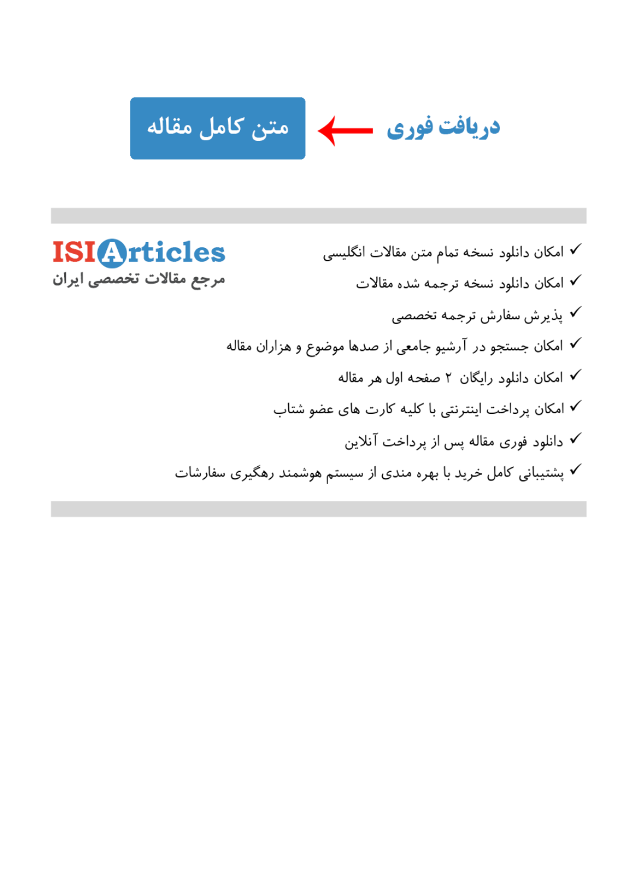دریافت فوری ← **متن کامل مقاله**

**ISIArticles**
مرجع مقالات تخصصی ایران

- ✓ امکان دانلود نسخه تمام متن مقالات انگلیسی
- ✓ امکان دانلود نسخه ترجمه شده مقالات
- ✓ پذیرش سفارش ترجمه تخصصی
- ✓ امکان جستجو در آرشیو جامعی از صدها موضوع و هزاران مقاله
- ✓ امکان دانلود رایگان ۲ صفحه اول هر مقاله
- ✓ امکان پرداخت اینترنتی با کلیه کارت های عضو شتاب
- ✓ دانلود فوری مقاله پس از پرداخت آنلاین
- ✓ پشتیبانی کامل خرید با بهره مندی از سیستم هوشمند رهگیری سفارشات